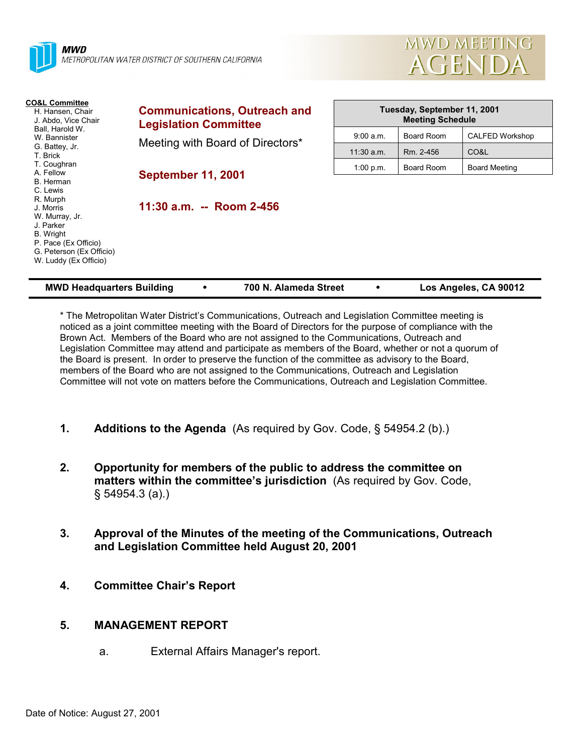**MWD**
*METROPOLITAN WATER DISTRICT OF SOUTHERN CALIFORNIA*

# MWD MEETING AGENDA

**CO&L Committee**
- H. Hansen, Chair
- J. Abdo, Vice Chair
- Ball, Harold W.
- W. Bannister
- G. Battey, Jr.
- T. Brick
- T. Coughran
- A. Fellow
- B. Herman
- C. Lewis
- R. Murph
- J. Morris
- W. Murray, Jr.
- J. Parker
- B. Wright
- P. Pace (Ex Officio)
- G. Peterson (Ex Officio)
- W. Luddy (Ex Officio)

## Communications, Outreach and Legislation Committee

Meeting with Board of Directors*

**September 11, 2001**

**11:30 a.m. -- Room 2-456**

| Tuesday, September 11, 2001 Meeting Schedule | | |
|---|---|---|
| 9:00 a.m. | Board Room | CALFED Workshop |
| 11:30 a.m. | Rm. 2-456 | CO&L |
| 1:00 p.m. | Board Room | Board Meeting |

**MWD Headquarters Building • 700 N. Alameda Street • Los Angeles, CA 90012**

* The Metropolitan Water District's Communications, Outreach and Legislation Committee meeting is noticed as a joint committee meeting with the Board of Directors for the purpose of compliance with the Brown Act. Members of the Board who are not assigned to the Communications, Outreach and Legislation Committee may attend and participate as members of the Board, whether or not a quorum of the Board is present. In order to preserve the function of the committee as advisory to the Board, members of the Board who are not assigned to the Communications, Outreach and Legislation Committee will not vote on matters before the Communications, Outreach and Legislation Committee.

1. **Additions to the Agenda** (As required by Gov. Code, § 54954.2 (b).)

2. **Opportunity for members of the public to address the committee on matters within the committee's jurisdiction** (As required by Gov. Code, § 54954.3 (a).)

3. **Approval of the Minutes of the meeting of the Communications, Outreach and Legislation Committee held August 20, 2001**

4. **Committee Chair's Report**

5. **MANAGEMENT REPORT**

   a. External Affairs Manager's report.

Date of Notice: August 27, 2001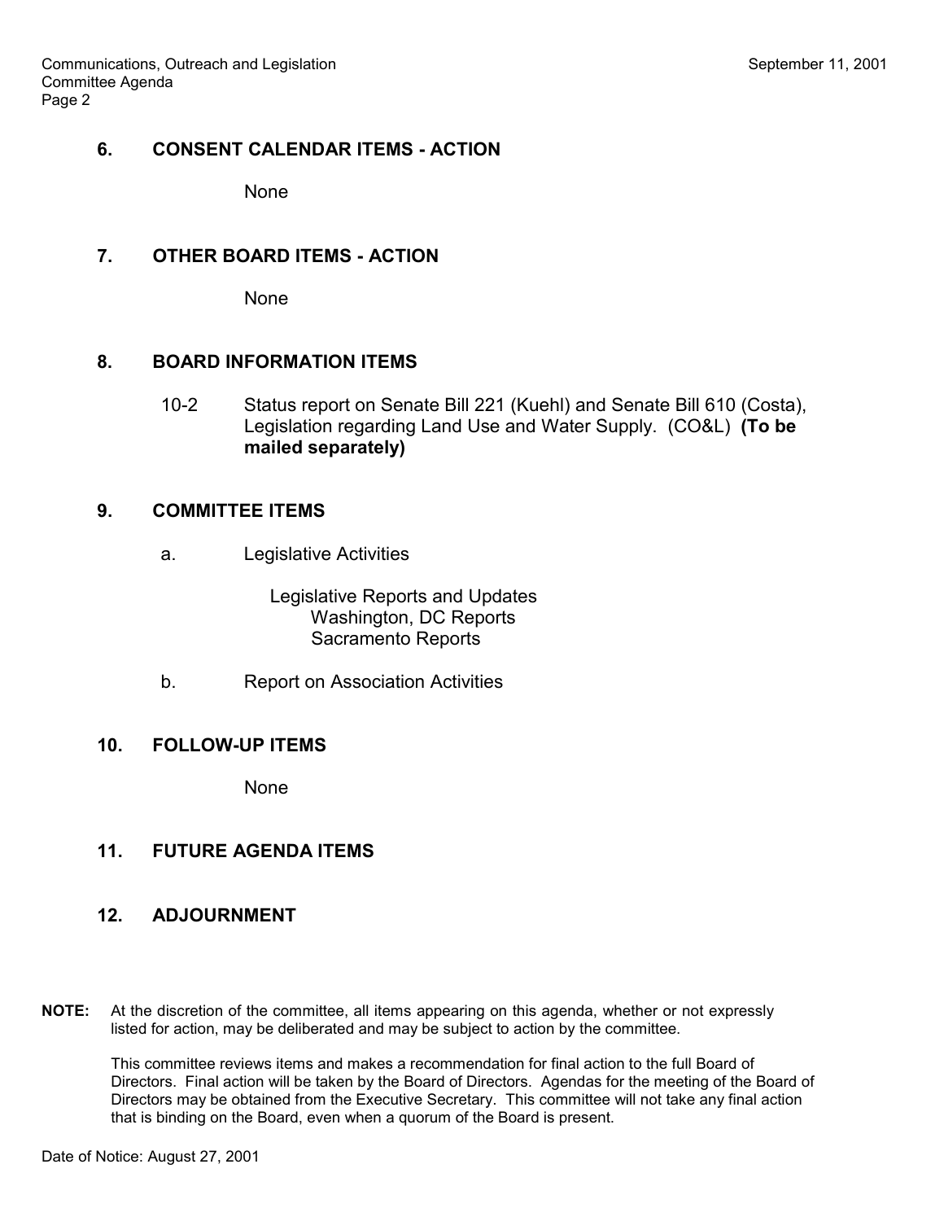## 6. CONSENT CALENDAR ITEMS - ACTION

None

## 7. OTHER BOARD ITEMS - ACTION

None

## 8. BOARD INFORMATION ITEMS

10-2 Status report on Senate Bill 221 (Kuehl) and Senate Bill 610 (Costa), Legislation regarding Land Use and Water Supply. (CO&L) **(To be mailed separately)**

## 9. COMMITTEE ITEMS

a. Legislative Activities

Legislative Reports and Updates
Washington, DC Reports
Sacramento Reports

b. Report on Association Activities

## 10. FOLLOW-UP ITEMS

None

## 11. FUTURE AGENDA ITEMS

## 12. ADJOURNMENT

**NOTE:** At the discretion of the committee, all items appearing on this agenda, whether or not expressly listed for action, may be deliberated and may be subject to action by the committee.

This committee reviews items and makes a recommendation for final action to the full Board of Directors. Final action will be taken by the Board of Directors. Agendas for the meeting of the Board of Directors may be obtained from the Executive Secretary. This committee will not take any final action that is binding on the Board, even when a quorum of the Board is present.

Date of Notice: August 27, 2001